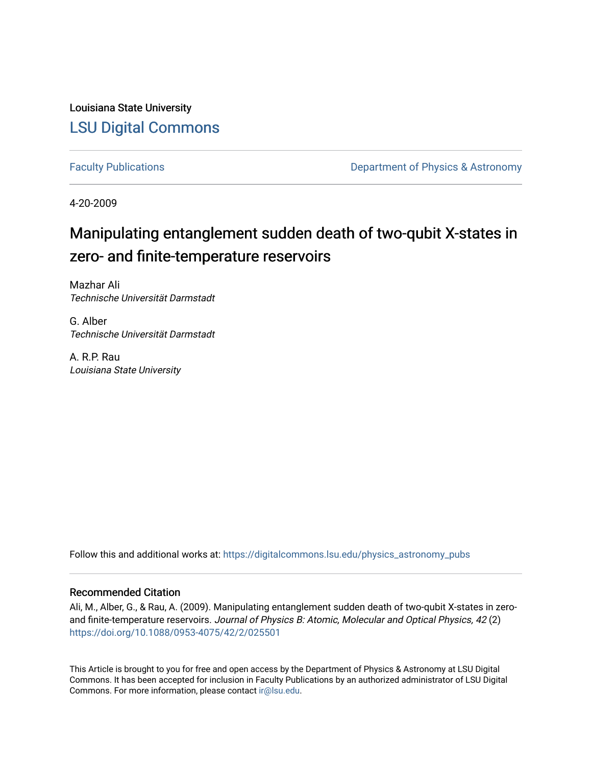Louisiana State University

LSU Digital Commons

Faculty Publications

Department of Physics & Astronomy

4-20-2009

# Manipulating entanglement sudden death of two-qubit X-states in zero- and finite-temperature reservoirs

Mazhar Ali
*Technische Universität Darmstadt*

G. Alber
*Technische Universität Darmstadt*

A. R.P. Rau
*Louisiana State University*

Follow this and additional works at: https://digitalcommons.lsu.edu/physics_astronomy_pubs

## Recommended Citation

Ali, M., Alber, G., & Rau, A. (2009). Manipulating entanglement sudden death of two-qubit X-states in zero- and finite-temperature reservoirs. *Journal of Physics B: Atomic, Molecular and Optical Physics, 42* (2) https://doi.org/10.1088/0953-4075/42/2/025501

This Article is brought to you for free and open access by the Department of Physics & Astronomy at LSU Digital Commons. It has been accepted for inclusion in Faculty Publications by an authorized administrator of LSU Digital Commons. For more information, please contact ir@lsu.edu.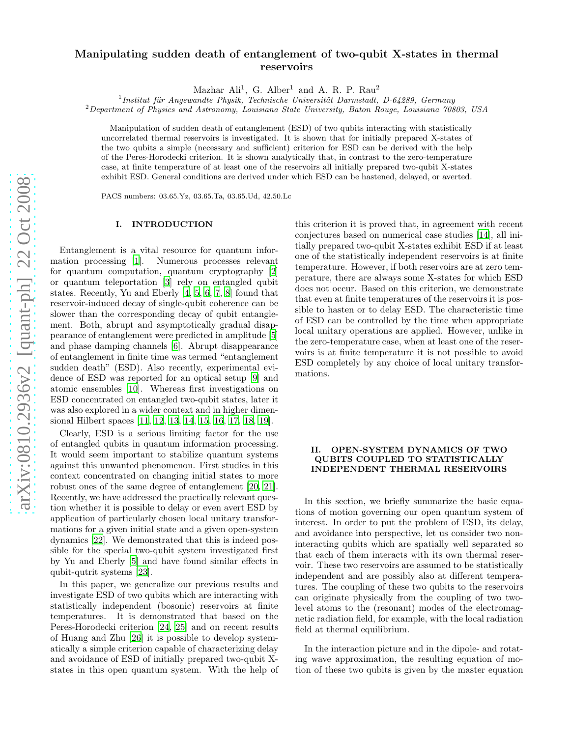# Manipulating sudden death of entanglement of two-qubit X-states in thermal reservoirs

Mazhar Ali[1], G. Alber[1] and A. R. P. Rau[2]

[1] *Institut für Angewandte Physik, Technische Universität Darmstadt, D-64289, Germany*
[2] *Department of Physics and Astronomy, Louisiana State University, Baton Rouge, Louisiana 70803, USA*

Manipulation of sudden death of entanglement (ESD) of two qubits interacting with statistically uncorrelated thermal reservoirs is investigated. It is shown that for initially prepared X-states of the two qubits a simple (necessary and sufficient) criterion for ESD can be derived with the help of the Peres-Horodecki criterion. It is shown analytically that, in contrast to the zero-temperature case, at finite temperature of at least one of the reservoirs all initially prepared two-qubit X-states exhibit ESD. General conditions are derived under which ESD can be hastened, delayed, or averted.

PACS numbers: 03.65.Yz, 03.65.Ta, 03.65.Ud, 42.50.Lc

## I. INTRODUCTION

Entanglement is a vital resource for quantum information processing [1]. Numerous processes relevant for quantum computation, quantum cryptography [2] or quantum teleportation [3] rely on entangled qubit states. Recently, Yu and Eberly [4, 5, 6, 7, 8] found that reservoir-induced decay of single-qubit coherence can be slower than the corresponding decay of qubit entanglement. Both, abrupt and asymptotically gradual disappearance of entanglement were predicted in amplitude [5] and phase damping channels [6]. Abrupt disappearance of entanglement in finite time was termed "entanglement sudden death" (ESD). Also recently, experimental evidence of ESD was reported for an optical setup [9] and atomic ensembles [10]. Whereas first investigations on ESD concentrated on entangled two-qubit states, later it was also explored in a wider context and in higher dimensional Hilbert spaces [11, 12, 13, 14, 15, 16, 17, 18, 19].

Clearly, ESD is a serious limiting factor for the use of entangled qubits in quantum information processing. It would seem important to stabilize quantum systems against this unwanted phenomenon. First studies in this context concentrated on changing initial states to more robust ones of the same degree of entanglement [20, 21]. Recently, we have addressed the practically relevant question whether it is possible to delay or even avert ESD by application of particularly chosen local unitary transformations for a given initial state and a given open-system dynamics [22]. We demonstrated that this is indeed possible for the special two-qubit system investigated first by Yu and Eberly [5] and have found similar effects in qubit-qutrit systems [23].

In this paper, we generalize our previous results and investigate ESD of two qubits which are interacting with statistically independent (bosonic) reservoirs at finite temperatures. It is demonstrated that based on the Peres-Horodecki criterion [24, 25] and on recent results of Huang and Zhu [26] it is possible to develop systematically a simple criterion capable of characterizing delay and avoidance of ESD of initially prepared two-qubit X-states in this open quantum system. With the help of this criterion it is proved that, in agreement with recent conjectures based on numerical case studies [14], all initially prepared two-qubit X-states exhibit ESD if at least one of the statistically independent reservoirs is at finite temperature. However, if both reservoirs are at zero temperature, there are always some X-states for which ESD does not occur. Based on this criterion, we demonstrate that even at finite temperatures of the reservoirs it is possible to hasten or to delay ESD. The characteristic time of ESD can be controlled by the time when appropriate local unitary operations are applied. However, unlike in the zero-temperature case, when at least one of the reservoirs is at finite temperature it is not possible to avoid ESD completely by any choice of local unitary transformations.

## II. OPEN-SYSTEM DYNAMICS OF TWO QUBITS COUPLED TO STATISTICALLY INDEPENDENT THERMAL RESERVOIRS

In this section, we briefly summarize the basic equations of motion governing our open quantum system of interest. In order to put the problem of ESD, its delay, and avoidance into perspective, let us consider two non-interacting qubits which are spatially well separated so that each of them interacts with its own thermal reservoir. These two reservoirs are assumed to be statistically independent and are possibly also at different temperatures. The coupling of these two qubits to the reservoirs can originate physically from the coupling of two two-level atoms to the (resonant) modes of the electromagnetic radiation field, for example, with the local radiation field at thermal equilibrium.

In the interaction picture and in the dipole- and rotating wave approximation, the resulting equation of motion of these two qubits is given by the master equation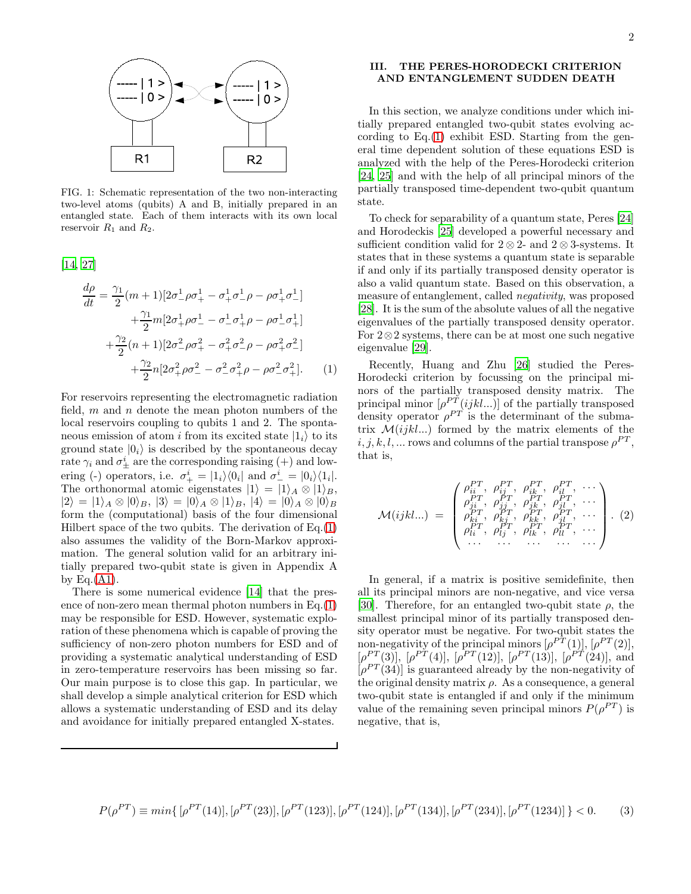FIG. 1: Schematic representation of the two non-interacting two-level atoms (qubits) A and B, initially prepared in an entangled state. Each of them interacts with its own local reservoir $R_1$ and $R_2$.

[14, 27]

$$
\begin{aligned}
\frac{d\rho}{dt} = & \frac{\gamma_1}{2}(m+1)[2\sigma_-^1\rho\sigma_+^1 - \sigma_+^1\sigma_-^1\rho - \rho\sigma_+^1\sigma_-^1] \\
& + \frac{\gamma_1}{2}m[2\sigma_+^1\rho\sigma_-^1 - \sigma_-^1\sigma_+^1\rho - \rho\sigma_-^1\sigma_+^1] \\
& + \frac{\gamma_2}{2}(n+1)[2\sigma_-^2\rho\sigma_+^2 - \sigma_+^2\sigma_-^2\rho - \rho\sigma_+^2\sigma_-^2] \\
& + \frac{\gamma_2}{2}n[2\sigma_+^2\rho\sigma_-^2 - \sigma_-^2\sigma_+^2\rho - \rho\sigma_-^2\sigma_+^2]. \qquad (1)
\end{aligned}
$$

For reservoirs representing the electromagnetic radiation field, $m$ and $n$ denote the mean photon numbers of the local reservoirs coupling to qubits 1 and 2. The spontaneous emission of atom $i$ from its excited state $|1_i\rangle$ to its ground state $|0_i\rangle$ is described by the spontaneous decay rate $\gamma_i$ and $\sigma_\pm^i$ are the corresponding raising (+) and lowering (-) operators, i.e. $\sigma_+^i = |1_i\rangle\langle 0_i|$ and $\sigma_-^i = |0_i\rangle\langle 1_i|$. The orthonormal atomic eigenstates $|1\rangle = |1\rangle_A \otimes |1\rangle_B$, $|2\rangle = |1\rangle_A \otimes |0\rangle_B$, $|3\rangle = |0\rangle_A \otimes |1\rangle_B$, $|4\rangle = |0\rangle_A \otimes |0\rangle_B$ form the (computational) basis of the four dimensional Hilbert space of the two qubits. The derivation of Eq.(1) also assumes the validity of the Born-Markov approximation. The general solution valid for an arbitrary initially prepared two-qubit state is given in Appendix A by Eq.(A1).

There is some numerical evidence [14] that the presence of non-zero mean thermal photon numbers in Eq.(1) may be responsible for ESD. However, systematic exploration of these phenomena which is capable of proving the sufficiency of non-zero photon numbers for ESD and of providing a systematic analytical understanding of ESD in zero-temperature reservoirs has been missing so far. Our main purpose is to close this gap. In particular, we shall develop a simple analytical criterion for ESD which allows a systematic understanding of ESD and its delay and avoidance for initially prepared entangled X-states.

## III. THE PERES-HORODECKI CRITERION AND ENTANGLEMENT SUDDEN DEATH

In this section, we analyze conditions under which initially prepared entangled two-qubit states evolving according to Eq.(1) exhibit ESD. Starting from the general time dependent solution of these equations ESD is analyzed with the help of the Peres-Horodecki criterion [24, 25] and with the help of all principal minors of the partially transposed time-dependent two-qubit quantum state.

To check for separability of a quantum state, Peres [24] and Horodeckis [25] developed a powerful necessary and sufficient condition valid for $2\otimes 2$- and $2\otimes 3$-systems. It states that in these systems a quantum state is separable if and only if its partially transposed density operator is also a valid quantum state. Based on this observation, a measure of entanglement, called *negativity*, was proposed [28]. It is the sum of the absolute values of all the negative eigenvalues of the partially transposed density operator. For $2\otimes 2$ systems, there can be at most one such negative eigenvalue [29].

Recently, Huang and Zhu [26] studied the Peres-Horodecki criterion by focussing on the principal minors of the partially transposed density matrix. The principal minor $[\rho^{PT}(ijkl...)]$ of the partially transposed density operator $\rho^{PT}$ is the determinant of the submatrix $\mathcal{M}(ijkl...)$ formed by the matrix elements of the $i, j, k, l, ...$ rows and columns of the partial transpose $\rho^{PT}$, that is,

$$
\mathcal{M}(ijkl...) = \begin{pmatrix}
\rho_{ii}^{PT}, & \rho_{ij}^{PT}, & \rho_{ik}^{PT}, & \rho_{il}^{PT}, & \cdots \\
\rho_{ji}^{PT}, & \rho_{jj}^{PT}, & \rho_{jk}^{PT}, & \rho_{jl}^{PT}, & \cdots \\
\rho_{ki}^{PT}, & \rho_{kj}^{PT}, & \rho_{kk}^{PT}, & \rho_{kl}^{PT}, & \cdots \\
\rho_{li}^{PT}, & \rho_{lj}^{PT}, & \rho_{lk}^{PT}, & \rho_{ll}^{PT}, & \cdots \\
\cdots & \cdots & \cdots & \cdots & \cdots
\end{pmatrix}. \qquad (2)
$$

In general, if a matrix is positive semidefinite, then all its principal minors are non-negative, and vice versa [30]. Therefore, for an entangled two-qubit state $\rho$, the smallest principal minor of its partially transposed density operator must be negative. For two-qubit states the non-negativity of the principal minors $[\rho^{PT}(1)]$, $[\rho^{PT}(2)]$, $[\rho^{PT}(3)]$, $[\rho^{PT}(4)]$, $[\rho^{PT}(12)]$, $[\rho^{PT}(13)]$, $[\rho^{PT}(24)]$, and $[\rho^{PT}(34)]$ is guaranteed already by the non-negativity of the original density matrix $\rho$. As a consequence, a general two-qubit state is entangled if and only if the minimum value of the remaining seven principal minors $P(\rho^{PT})$ is negative, that is,

$$
P(\rho^{PT}) \equiv min\{\,[\rho^{PT}(14)], [\rho^{PT}(23)], [\rho^{PT}(123)], [\rho^{PT}(124)], [\rho^{PT}(134)], [\rho^{PT}(234)], [\rho^{PT}(1234)]\,\} < 0. \qquad (3)
$$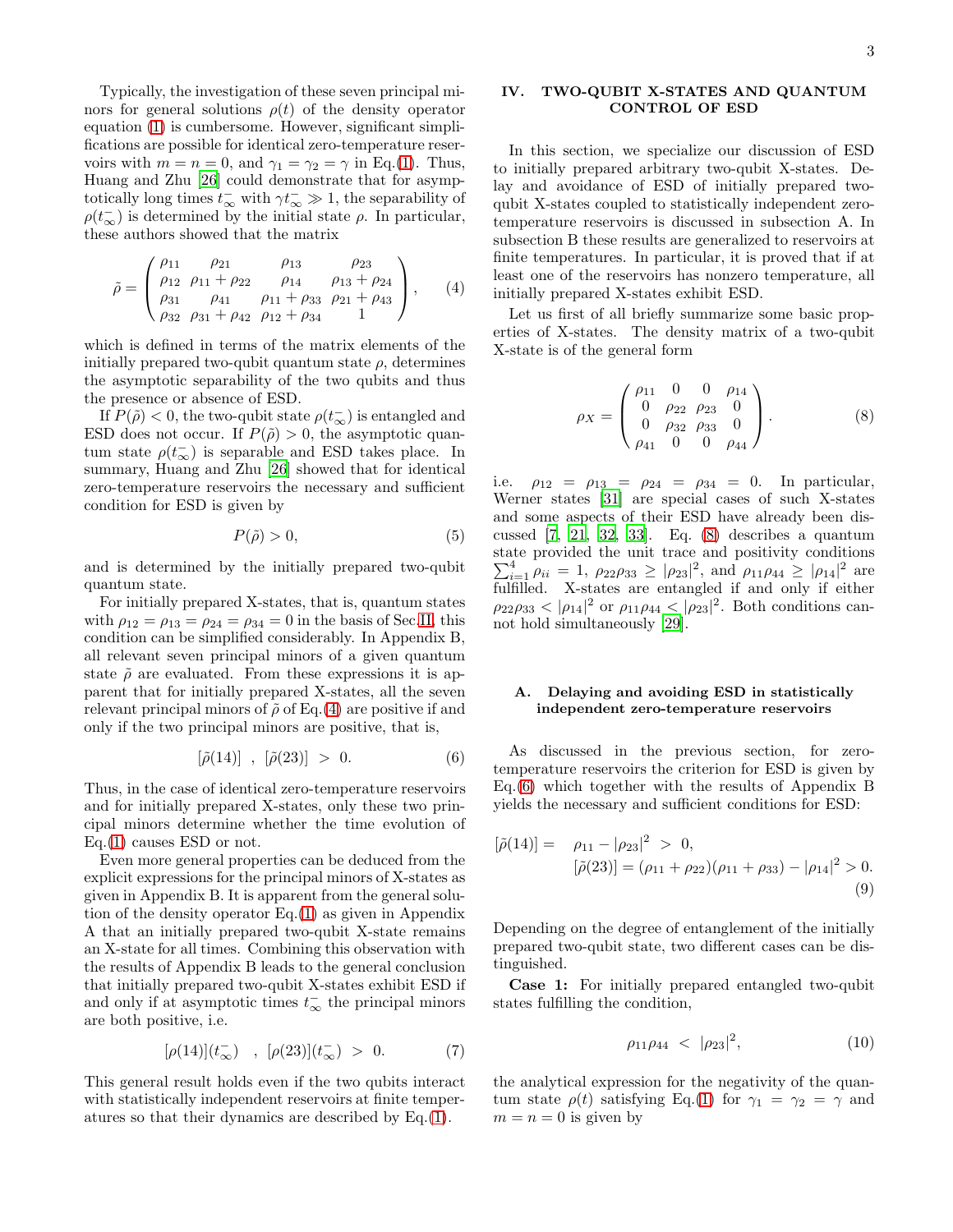Typically, the investigation of these seven principal minors for general solutions $\rho(t)$ of the density operator equation (1) is cumbersome. However, significant simplifications are possible for identical zero-temperature reservoirs with $m = n = 0$, and $\gamma_1 = \gamma_2 = \gamma$ in Eq.(1). Thus, Huang and Zhu [26] could demonstrate that for asymptotically long times $t_\infty^-$ with $\gamma t_\infty^- \gg 1$, the separability of $\rho(t_\infty^-)$ is determined by the initial state $\rho$. In particular, these authors showed that the matrix

$$\tilde{\rho} = \begin{pmatrix} \rho_{11} & \rho_{21} & \rho_{13} & \rho_{23} \\ \rho_{12} & \rho_{11} + \rho_{22} & \rho_{14} & \rho_{13} + \rho_{24} \\ \rho_{31} & \rho_{41} & \rho_{11} + \rho_{33} & \rho_{21} + \rho_{43} \\ \rho_{32} & \rho_{31} + \rho_{42} & \rho_{12} + \rho_{34} & 1 \end{pmatrix}, \qquad (4)$$

which is defined in terms of the matrix elements of the initially prepared two-qubit quantum state $\rho$, determines the asymptotic separability of the two qubits and thus the presence or absence of ESD.

If $P(\tilde{\rho}) < 0$, the two-qubit state $\rho(t_\infty^-)$ is entangled and ESD does not occur. If $P(\tilde{\rho}) > 0$, the asymptotic quantum state $\rho(t_\infty^-)$ is separable and ESD takes place. In summary, Huang and Zhu [26] showed that for identical zero-temperature reservoirs the necessary and sufficient condition for ESD is given by

$$P(\tilde{\rho}) > 0, \qquad (5)$$

and is determined by the initially prepared two-qubit quantum state.

For initially prepared X-states, that is, quantum states with $\rho_{12} = \rho_{13} = \rho_{24} = \rho_{34} = 0$ in the basis of Sec.II, this condition can be simplified considerably. In Appendix B, all relevant seven principal minors of a given quantum state $\tilde{\rho}$ are evaluated. From these expressions it is apparent that for initially prepared X-states, all the seven relevant principal minors of $\tilde{\rho}$ of Eq.(4) are positive if and only if the two principal minors are positive, that is,

$$[\tilde{\rho}(14)] \ , \ [\tilde{\rho}(23)] \ > \ 0. \qquad (6)$$

Thus, in the case of identical zero-temperature reservoirs and for initially prepared X-states, only these two principal minors determine whether the time evolution of Eq.(1) causes ESD or not.

Even more general properties can be deduced from the explicit expressions for the principal minors of X-states as given in Appendix B. It is apparent from the general solution of the density operator Eq.(1) as given in Appendix A that an initially prepared two-qubit X-state remains an X-state for all times. Combining this observation with the results of Appendix B leads to the general conclusion that initially prepared two-qubit X-states exhibit ESD if and only if at asymptotic times $t_\infty^-$ the principal minors are both positive, i.e.

$$[\rho(14)](t_\infty^-) \ , \ [\rho(23)](t_\infty^-) \ > \ 0. \qquad (7)$$

This general result holds even if the two qubits interact with statistically independent reservoirs at finite temperatures so that their dynamics are described by Eq.(1).

## IV. TWO-QUBIT X-STATES AND QUANTUM CONTROL OF ESD

In this section, we specialize our discussion of ESD to initially prepared arbitrary two-qubit X-states. Delay and avoidance of ESD of initially prepared two-qubit X-states coupled to statistically independent zero-temperature reservoirs is discussed in subsection A. In subsection B these results are generalized to reservoirs at finite temperatures. In particular, it is proved that if at least one of the reservoirs has nonzero temperature, all initially prepared X-states exhibit ESD.

Let us first of all briefly summarize some basic properties of X-states. The density matrix of a two-qubit X-state is of the general form

$$\rho_X = \begin{pmatrix} \rho_{11} & 0 & 0 & \rho_{14} \\ 0 & \rho_{22} & \rho_{23} & 0 \\ 0 & \rho_{32} & \rho_{33} & 0 \\ \rho_{41} & 0 & 0 & \rho_{44} \end{pmatrix}. \qquad (8)$$

i.e. $\rho_{12} = \rho_{13} = \rho_{24} = \rho_{34} = 0$. In particular, Werner states [31] are special cases of such X-states and some aspects of their ESD have already been discussed [7, 21, 32, 33]. Eq. (8) describes a quantum state provided the unit trace and positivity conditions $\sum_{i=1}^4 \rho_{ii} = 1$, $\rho_{22}\rho_{33} \geq |\rho_{23}|^2$, and $\rho_{11}\rho_{44} \geq |\rho_{14}|^2$ are fulfilled. X-states are entangled if and only if either $\rho_{22}\rho_{33} < |\rho_{14}|^2$ or $\rho_{11}\rho_{44} < |\rho_{23}|^2$. Both conditions cannot hold simultaneously [29].

### A. Delaying and avoiding ESD in statistically independent zero-temperature reservoirs

As discussed in the previous section, for zero-temperature reservoirs the criterion for ESD is given by Eq.(6) which together with the results of Appendix B yields the necessary and sufficient conditions for ESD:

$$\begin{aligned} [\tilde{\rho}(14)] = \quad & \rho_{11} - |\rho_{23}|^2 \ > \ 0, \\ & [\tilde{\rho}(23)] = (\rho_{11} + \rho_{22})(\rho_{11} + \rho_{33}) - |\rho_{14}|^2 > 0. \end{aligned} \qquad (9)$$

Depending on the degree of entanglement of the initially prepared two-qubit state, two different cases can be distinguished.

**Case 1:** For initially prepared entangled two-qubit states fulfilling the condition,

$$\rho_{11}\rho_{44} \ < \ |\rho_{23}|^2, \qquad (10)$$

the analytical expression for the negativity of the quantum state $\rho(t)$ satisfying Eq.(1) for $\gamma_1 = \gamma_2 = \gamma$ and $m = n = 0$ is given by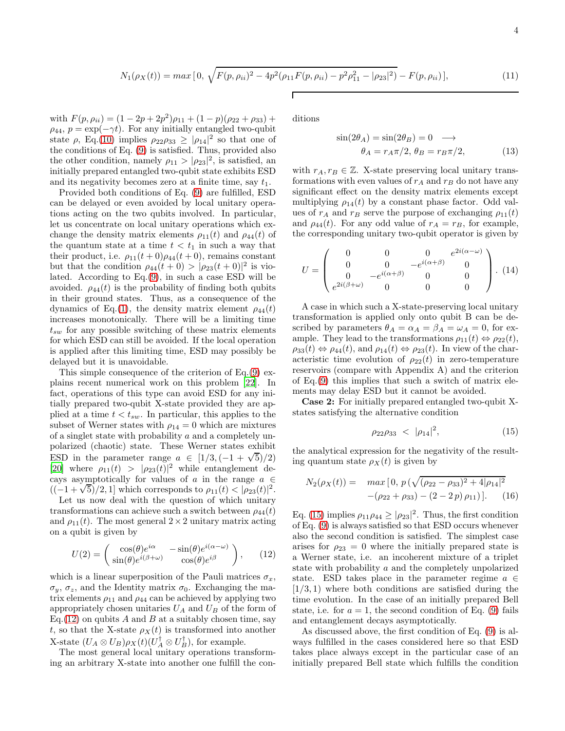$$N_1(\rho_X(t)) = max\,[\,0,\,\sqrt{F(p,\rho_{ii})^2 - 4p^2(\rho_{11}F(p,\rho_{ii}) - p^2\rho_{11}^2 - |\rho_{23}|^2)} - F(p,\rho_{ii})\,], \tag{11}$$

with $F(p,\rho_{ii}) = (1-2p+2p^2)\rho_{11} + (1-p)(\rho_{22}+\rho_{33}) + \rho_{44}$, $p = \exp(-\gamma t)$. For any initially entangled two-qubit state $\rho$, Eq.(10) implies $\rho_{22}\rho_{33} \geq |\rho_{14}|^2$ so that one of the conditions of Eq. (9) is satisfied. Thus, provided also the other condition, namely $\rho_{11} > |\rho_{23}|^2$, is satisfied, an initially prepared entangled two-qubit state exhibits ESD and its negativity becomes zero at a finite time, say $t_1$.

Provided both conditions of Eq. (9) are fulfilled, ESD can be delayed or even avoided by local unitary operations acting on the two qubits involved. In particular, let us concentrate on local unitary operations which exchange the density matrix elements $\rho_{11}(t)$ and $\rho_{44}(t)$ of the quantum state at a time $t < t_1$ in such a way that their product, i.e. $\rho_{11}(t+0)\rho_{44}(t+0)$, remains constant but that the condition $\rho_{44}(t+0) > |\rho_{23}(t+0)|^2$ is violated. According to Eq.(9), in such a case ESD will be avoided. $\rho_{44}(t)$ is the probability of finding both qubits in their ground states. Thus, as a consequence of the dynamics of Eq.(1), the density matrix element $\rho_{44}(t)$ increases monotonically. There will be a limiting time $t_{sw}$ for any possible switching of these matrix elements for which ESD can still be avoided. If the local operation is applied after this limiting time, ESD may possibly be delayed but it is unavoidable.

This simple consequence of the criterion of Eq.(9) explains recent numerical work on this problem [22]. In fact, operations of this type can avoid ESD for any initially prepared two-qubit X-state provided they are applied at a time $t < t_{sw}$. In particular, this applies to the subset of Werner states with $\rho_{14} = 0$ which are mixtures of a singlet state with probability $a$ and a completely unpolarized (chaotic) state. These Werner states exhibit ESD in the parameter range $a \in [1/3, (-1+\sqrt{5})/2)$ [20] where $\rho_{11}(t) > |\rho_{23}(t)|^2$ while entanglement decays asymptotically for values of $a$ in the range $a \in ((-1+\sqrt{5})/2, 1]$ which corresponds to $\rho_{11}(t) < |\rho_{23}(t)|^2$.

Let us now deal with the question of which unitary transformations can achieve such a switch between $\rho_{44}(t)$ and $\rho_{11}(t)$. The most general $2\times 2$ unitary matrix acting on a qubit is given by

$$U(2) = \begin{pmatrix} \cos(\theta)e^{i\alpha} & -\sin(\theta)e^{i(\alpha-\omega)} \\ \sin(\theta)e^{i(\beta+\omega)} & \cos(\theta)e^{i\beta} \end{pmatrix}, \tag{12}$$

which is a linear superposition of the Pauli matrices $\sigma_x$, $\sigma_y$, $\sigma_z$, and the Identity matrix $\sigma_0$. Exchanging the matrix elements $\rho_{11}$ and $\rho_{44}$ can be achieved by applying two appropriately chosen unitaries $U_A$ and $U_B$ of the form of Eq.(12) on qubits $A$ and $B$ at a suitably chosen time, say $t$, so that the X-state $\rho_X(t)$ is transformed into another X-state $(U_A\otimes U_B)\rho_X(t)(U_A^\dagger\otimes U_B^\dagger)$, for example.

The most general local unitary operations transforming an arbitrary X-state into another one fulfill the conditions

$$\sin(2\theta_A) = \sin(2\theta_B) = 0 \;\;\longrightarrow \\ \theta_A = r_A\pi/2,\; \theta_B = r_B\pi/2, \tag{13}$$

with $r_A, r_B \in \mathbb{Z}$. X-state preserving local unitary transformations with even values of $r_A$ and $r_B$ do not have any significant effect on the density matrix elements except multiplying $\rho_{14}(t)$ by a constant phase factor. Odd values of $r_A$ and $r_B$ serve the purpose of exchanging $\rho_{11}(t)$ and $\rho_{44}(t)$. For any odd value of $r_A = r_B$, for example, the corresponding unitary two-qubit operator is given by

$$U = \begin{pmatrix} 0 & 0 & 0 & e^{2i(\alpha-\omega)} \\ 0 & 0 & -e^{i(\alpha+\beta)} & 0 \\ 0 & -e^{i(\alpha+\beta)} & 0 & 0 \\ e^{2i(\beta+\omega)} & 0 & 0 & 0 \end{pmatrix}. \tag{14}$$

A case in which such a X-state-preserving local unitary transformation is applied only onto qubit B can be described by parameters $\theta_A = \alpha_A = \beta_A = \omega_A = 0$, for example. They lead to the transformations $\rho_{11}(t) \Leftrightarrow \rho_{22}(t)$, $\rho_{33}(t) \Leftrightarrow \rho_{44}(t)$, and $\rho_{14}(t) \Leftrightarrow \rho_{23}(t)$. In view of the characteristic time evolution of $\rho_{22}(t)$ in zero-temperature reservoirs (compare with Appendix A) and the criterion of Eq.(9) this implies that such a switch of matrix elements may delay ESD but it cannot be avoided.

**Case 2:** For initially prepared entangled two-qubit X-states satisfying the alternative condition

$$\rho_{22}\rho_{33} \;<\; |\rho_{14}|^2, \tag{15}$$

the analytical expression for the negativity of the resulting quantum state $\rho_X(t)$ is given by

$$N_2(\rho_X(t)) = \;\; max\,[\,0,\; p\,(\sqrt{(\rho_{22}-\rho_{33})^2 + 4|\rho_{14}|^2} \\ -(\rho_{22}+\rho_{33}) - (2-2\,p)\,\rho_{11})\,]. \tag{16}$$

Eq. (15) implies $\rho_{11}\rho_{44} \geq |\rho_{23}|^2$. Thus, the first condition of Eq. (9) is always satisfied so that ESD occurs whenever also the second condition is satisfied. The simplest case arises for $\rho_{23} = 0$ where the initially prepared state is a Werner state, i.e. an incoherent mixture of a triplet state with probability $a$ and the completely unpolarized state. ESD takes place in the parameter regime $a \in [1/3, 1)$ where both conditions are satisfied during the time evolution. In the case of an initially prepared Bell state, i.e. for $a = 1$, the second condition of Eq. (9) fails and entanglement decays asymptotically.

As discussed above, the first condition of Eq. (9) is always fulfilled in the cases considered here so that ESD takes place always except in the particular case of an initially prepared Bell state which fulfills the condition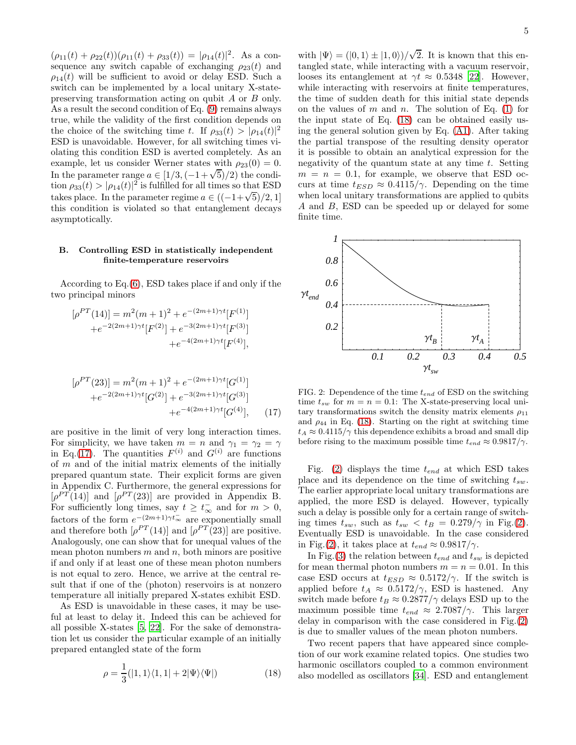$(\rho_{11}(t)+\rho_{22}(t))(\rho_{11}(t)+\rho_{33}(t)) = |\rho_{14}(t)|^2$. As a consequence any switch capable of exchanging $\rho_{23}(t)$ and $\rho_{14}(t)$ will be sufficient to avoid or delay ESD. Such a switch can be implemented by a local unitary X-state-preserving transformation acting on qubit $A$ or $B$ only. As a result the second condition of Eq. (9) remains always true, while the validity of the first condition depends on the choice of the switching time $t$. If $\rho_{33}(t) > |\rho_{14}(t)|^2$ ESD is unavoidable. However, for all switching times violating this condition ESD is averted completely. As an example, let us consider Werner states with $\rho_{23}(0) = 0$. In the parameter range $a \in [1/3, (-1+\sqrt{5})/2)$ the condition $\rho_{33}(t) > |\rho_{14}(t)|^2$ is fulfilled for all times so that ESD takes place. In the parameter regime $a \in ((-1+\sqrt{5})/2, 1]$ this condition is violated so that entanglement decays asymptotically.

## B. Controlling ESD in statistically independent finite-temperature reservoirs

According to Eq.(6), ESD takes place if and only if the two principal minors

$$[\rho^{PT}(14)] = m^2(m+1)^2 + e^{-(2m+1)\gamma t}[F^{(1)}] + e^{-2(2m+1)\gamma t}[F^{(2)}] + e^{-3(2m+1)\gamma t}[F^{(3)}] + e^{-4(2m+1)\gamma t}[F^{(4)}],$$

$$[\rho^{PT}(23)] = m^2(m+1)^2 + e^{-(2m+1)\gamma t}[G^{(1)}] + e^{-2(2m+1)\gamma t}[G^{(2)}] + e^{-3(2m+1)\gamma t}[G^{(3)}] + e^{-4(2m+1)\gamma t}[G^{(4)}], \tag{17}$$

are positive in the limit of very long interaction times. For simplicity, we have taken $m = n$ and $\gamma_1 = \gamma_2 = \gamma$ in Eq.(17). The quantities $F^{(i)}$ and $G^{(i)}$ are functions of $m$ and of the initial matrix elements of the initially prepared quantum state. Their explicit forms are given in Appendix C. Furthermore, the general expressions for $[\rho^{PT}(14)]$ and $[\rho^{PT}(23)]$ are provided in Appendix B. For sufficiently long times, say $t \geq t_\infty^-$ and for $m > 0$, factors of the form $e^{-(2m+1)\gamma t_\infty^-}$ are exponentially small and therefore both $[\rho^{PT}(14)]$ and $[\rho^{PT}(23)]$ are positive. Analogously, one can show that for unequal values of the mean photon numbers $m$ and $n$, both minors are positive if and only if at least one of these mean photon numbers is not equal to zero. Hence, we arrive at the central result that if one of the (photon) reservoirs is at nonzero temperature all initially prepared X-states exhibit ESD.

As ESD is unavoidable in these cases, it may be useful at least to delay it. Indeed this can be achieved for all possible X-states [5, 22]. For the sake of demonstration let us consider the particular example of an initially prepared entangled state of the form

$$\rho = \frac{1}{3}(|1,1\rangle\langle 1,1| + 2|\Psi\rangle\langle\Psi|) \tag{18}$$

with $|\Psi\rangle = (|0,1\rangle \pm |1,0\rangle)/\sqrt{2}$. It is known that this entangled state, while interacting with a vacuum reservoir, looses its entanglement at $\gamma t \approx 0.5348$ [22]. However, while interacting with reservoirs at finite temperatures, the time of sudden death for this initial state depends on the values of $m$ and $n$. The solution of Eq. (1) for the input state of Eq. (18) can be obtained easily using the general solution given by Eq. (A1). After taking the partial transpose of the resulting density operator it is possible to obtain an analytical expression for the negativity of the quantum state at any time $t$. Setting $m = n = 0.1$, for example, we observe that ESD occurs at time $t_{ESD} \approx 0.4115/\gamma$. Depending on the time when local unitary transformations are applied to qubits $A$ and $B$, ESD can be speeded up or delayed for some finite time.

FIG. 2: Dependence of the time $t_{end}$ of ESD on the switching time $t_{sw}$ for $m = n = 0.1$: The X-state-preserving local unitary transformations switch the density matrix elements $\rho_{11}$ and $\rho_{44}$ in Eq. (18). Starting on the right at switching time $t_A \approx 0.4115/\gamma$ this dependence exhibits a broad and small dip before rising to the maximum possible time $t_{end} \approx 0.9817/\gamma$.

Fig. (2) displays the time $t_{end}$ at which ESD takes place and its dependence on the time of switching $t_{sw}$. The earlier appropriate local unitary transformations are applied, the more ESD is delayed. However, typically such a delay is possible only for a certain range of switching times $t_{sw}$, such as $t_{sw} < t_B = 0.279/\gamma$ in Fig.(2). Eventually ESD is unavoidable. In the case considered in Fig.(2), it takes place at $t_{end} \approx 0.9817/\gamma$.

In Fig.(3) the relation between $t_{end}$ and $t_{sw}$ is depicted for mean thermal photon numbers $m = n = 0.01$. In this case ESD occurs at $t_{ESD} \approx 0.5172/\gamma$. If the switch is applied before $t_A \approx 0.5172/\gamma$, ESD is hastened. Any switch made before $t_B \approx 0.2877/\gamma$ delays ESD up to the maximum possible time $t_{end} \approx 2.7087/\gamma$. This larger delay in comparison with the case considered in Fig.(2) is due to smaller values of the mean photon numbers.

Two recent papers that have appeared since completion of our work examine related topics. One studies two harmonic oscillators coupled to a common environment also modelled as oscillators [34]. ESD and entanglement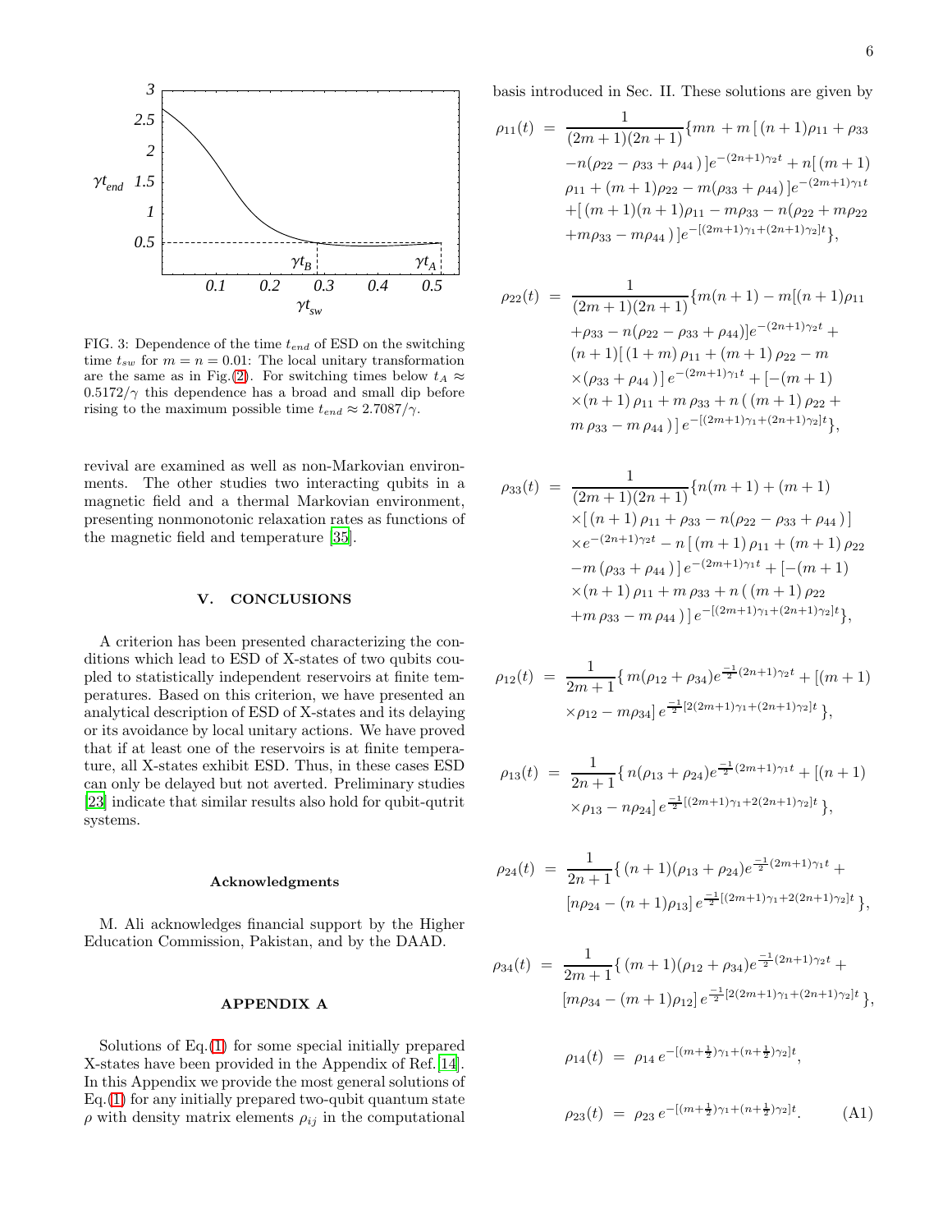FIG. 3: Dependence of the time $t_{end}$ of ESD on the switching time $t_{sw}$ for $m = n = 0.01$: The local unitary transformation are the same as in Fig.(2). For switching times below $t_A \approx 0.5172/\gamma$ this dependence has a broad and small dip before rising to the maximum possible time $t_{end} \approx 2.7087/\gamma$.

revival are examined as well as non-Markovian environments. The other studies two interacting qubits in a magnetic field and a thermal Markovian environment, presenting nonmonotonic relaxation rates as functions of the magnetic field and temperature [35].

## V. CONCLUSIONS

A criterion has been presented characterizing the conditions which lead to ESD of X-states of two qubits coupled to statistically independent reservoirs at finite temperatures. Based on this criterion, we have presented an analytical description of ESD of X-states and its delaying or its avoidance by local unitary actions. We have proved that if at least one of the reservoirs is at finite temperature, all X-states exhibit ESD. Thus, in these cases ESD can only be delayed but not averted. Preliminary studies [23] indicate that similar results also hold for qubit-qutrit systems.

### Acknowledgments

M. Ali acknowledges financial support by the Higher Education Commission, Pakistan, and by the DAAD.

## APPENDIX A

Solutions of Eq.(1) for some special initially prepared X-states have been provided in the Appendix of Ref.[14]. In this Appendix we provide the most general solutions of Eq.(1) for any initially prepared two-qubit quantum state $\rho$ with density matrix elements $\rho_{ij}$ in the computational basis introduced in Sec. II. These solutions are given by

$$
\begin{aligned}
\rho_{11}(t) &= \frac{1}{(2m+1)(2n+1)}\{mn + m\,[\,(n+1)\rho_{11} + \rho_{33} \\
&\quad - n(\rho_{22} - \rho_{33} + \rho_{44}\,)\,]e^{-(2n+1)\gamma_2 t} + n[\,(m+1) \\
&\quad \rho_{11} + (m+1)\rho_{22} - m(\rho_{33} + \rho_{44})\,]e^{-(2m+1)\gamma_1 t} \\
&\quad + [\,(m+1)(n+1)\rho_{11} - m\rho_{33} - n(\rho_{22} + m\rho_{22} \\
&\quad + m\rho_{33} - m\rho_{44}\,)\,]e^{-[(2m+1)\gamma_1 + (2n+1)\gamma_2]t}\},
\end{aligned}
$$

$$
\begin{aligned}
\rho_{22}(t) &= \frac{1}{(2m+1)(2n+1)}\{m(n+1) - m[(n+1)\rho_{11} \\
&\quad + \rho_{33} - n(\rho_{22} - \rho_{33} + \rho_{44})]e^{-(2n+1)\gamma_2 t} + \\
&\quad (n+1)[\,(1+m)\,\rho_{11} + (m+1)\,\rho_{22} - m \\
&\quad \times(\rho_{33} + \rho_{44}\,)\,]\,e^{-(2m+1)\gamma_1 t} + [-(m+1) \\
&\quad \times(n+1)\,\rho_{11} + m\,\rho_{33} + n\,(\,(m+1)\,\rho_{22} + \\
&\quad m\,\rho_{33} - m\,\rho_{44}\,)\,]\,e^{-[(2m+1)\gamma_1 + (2n+1)\gamma_2]t}\},
\end{aligned}
$$

$$
\begin{aligned}
\rho_{33}(t) &= \frac{1}{(2m+1)(2n+1)}\{n(m+1) + (m+1) \\
&\quad \times[\,(n+1)\,\rho_{11} + \rho_{33} - n(\rho_{22} - \rho_{33} + \rho_{44}\,)\,] \\
&\quad \times e^{-(2n+1)\gamma_2 t} - n\,[\,(m+1)\,\rho_{11} + (m+1)\,\rho_{22} \\
&\quad - m\,(\rho_{33} + \rho_{44}\,)\,]\,e^{-(2m+1)\gamma_1 t} + [-(m+1) \\
&\quad \times(n+1)\,\rho_{11} + m\,\rho_{33} + n\,(\,(m+1)\,\rho_{22} \\
&\quad + m\,\rho_{33} - m\,\rho_{44}\,)\,]\,e^{-[(2m+1)\gamma_1 + (2n+1)\gamma_2]t}\},
\end{aligned}
$$

$$
\begin{aligned}
\rho_{12}(t) &= \frac{1}{2m+1}\{\,m(\rho_{12} + \rho_{34})e^{\frac{-1}{2}(2n+1)\gamma_2 t} + [(m+1) \\
&\quad \times\rho_{12} - m\rho_{34}]\,e^{\frac{-1}{2}[2(2m+1)\gamma_1 + (2n+1)\gamma_2]t}\,\},
\end{aligned}
$$

$$
\begin{aligned}
\rho_{13}(t) &= \frac{1}{2n+1}\{\,n(\rho_{13} + \rho_{24})e^{\frac{-1}{2}(2m+1)\gamma_1 t} + [(n+1) \\
&\quad \times\rho_{13} - n\rho_{24}]\,e^{\frac{-1}{2}[(2m+1)\gamma_1 + 2(2n+1)\gamma_2]t}\,\},
\end{aligned}
$$

$$
\begin{aligned}
\rho_{24}(t) &= \frac{1}{2n+1}\{\,(n+1)(\rho_{13} + \rho_{24})e^{\frac{-1}{2}(2m+1)\gamma_1 t} + \\
&\quad [n\rho_{24} - (n+1)\rho_{13}]\,e^{\frac{-1}{2}[(2m+1)\gamma_1 + 2(2n+1)\gamma_2]t}\,\},
\end{aligned}
$$

$$
\begin{aligned}
\rho_{34}(t) &= \frac{1}{2m+1}\{\,(m+1)(\rho_{12} + \rho_{34})e^{\frac{-1}{2}(2n+1)\gamma_2 t} + \\
&\quad [m\rho_{34} - (m+1)\rho_{12}]\,e^{\frac{-1}{2}[2(2m+1)\gamma_1 + (2n+1)\gamma_2]t}\,\},
\end{aligned}
$$

$$
\rho_{14}(t) = \rho_{14}\,e^{-[(m+\frac{1}{2})\gamma_1 + (n+\frac{1}{2})\gamma_2]t},
$$

$$
\rho_{23}(t) = \rho_{23}\,e^{-[(m+\frac{1}{2})\gamma_1 + (n+\frac{1}{2})\gamma_2]t}. \qquad \text{(A1)}
$$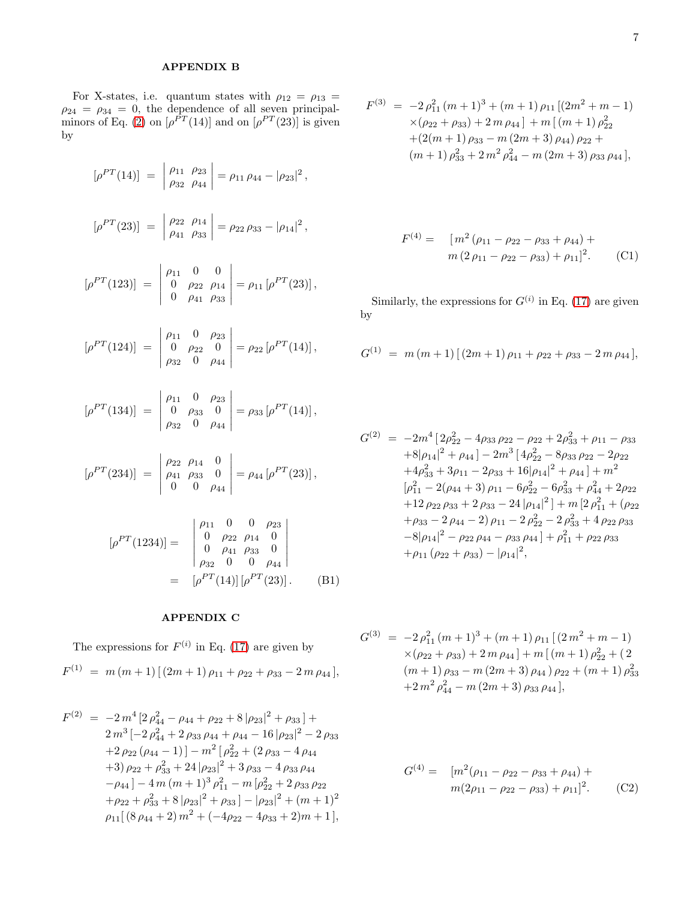## APPENDIX B

For X-states, i.e. quantum states with $\rho_{12} = \rho_{13} = \rho_{24} = \rho_{34} = 0$, the dependence of all seven principal-minors of Eq. (2) on $[\rho^{PT}(14)]$ and on $[\rho^{PT}(23)]$ is given by

$$[\rho^{PT}(14)] = \begin{vmatrix} \rho_{11} & \rho_{23} \\ \rho_{32} & \rho_{44} \end{vmatrix} = \rho_{11}\,\rho_{44} - |\rho_{23}|^2\,,$$

$$[\rho^{PT}(23)] = \begin{vmatrix} \rho_{22} & \rho_{14} \\ \rho_{41} & \rho_{33} \end{vmatrix} = \rho_{22}\,\rho_{33} - |\rho_{14}|^2\,,$$

$$[\rho^{PT}(123)] = \begin{vmatrix} \rho_{11} & 0 & 0 \\ 0 & \rho_{22} & \rho_{14} \\ 0 & \rho_{41} & \rho_{33} \end{vmatrix} = \rho_{11}\,[\rho^{PT}(23)]\,,$$

$$[\rho^{PT}(124)] = \begin{vmatrix} \rho_{11} & 0 & \rho_{23} \\ 0 & \rho_{22} & 0 \\ \rho_{32} & 0 & \rho_{44} \end{vmatrix} = \rho_{22}\,[\rho^{PT}(14)]\,,$$

$$[\rho^{PT}(134)] = \begin{vmatrix} \rho_{11} & 0 & \rho_{23} \\ 0 & \rho_{33} & 0 \\ \rho_{32} & 0 & \rho_{44} \end{vmatrix} = \rho_{33}\,[\rho^{PT}(14)]\,,$$

$$[\rho^{PT}(234)] = \begin{vmatrix} \rho_{22} & \rho_{14} & 0 \\ \rho_{41} & \rho_{33} & 0 \\ 0 & 0 & \rho_{44} \end{vmatrix} = \rho_{44}\,[\rho^{PT}(23)]\,,$$

$$[\rho^{PT}(1234)] = \begin{vmatrix} \rho_{11} & 0 & 0 & \rho_{23} \\ 0 & \rho_{22} & \rho_{14} & 0 \\ 0 & \rho_{41} & \rho_{33} & 0 \\ \rho_{32} & 0 & 0 & \rho_{44} \end{vmatrix} = [\rho^{PT}(14)]\,[\rho^{PT}(23)]\,. \qquad \text{(B1)}$$

## APPENDIX C

The expressions for $F^{(i)}$ in Eq. (17) are given by

$$F^{(1)} = m\,(m+1)\,[\,(2m+1)\,\rho_{11} + \rho_{22} + \rho_{33} - 2\,m\,\rho_{44}\,],$$

$$\begin{aligned}
F^{(2)} = &-2\,m^4\,[2\,\rho_{44}^2 - \rho_{44} + \rho_{22} + 8\,|\rho_{23}|^2 + \rho_{33}\,] + \\
&2\,m^3\,[-2\,\rho_{44}^2 + 2\,\rho_{33}\,\rho_{44} + \rho_{44} - 16\,|\rho_{23}|^2 - 2\,\rho_{33} \\
&+2\,\rho_{22}\,(\rho_{44}-1)\,] - m^2\,[\,\rho_{22}^2 + (2\,\rho_{33} - 4\,\rho_{44} \\
&+3)\,\rho_{22} + \rho_{33}^2 + 24\,|\rho_{23}|^2 + 3\,\rho_{33} - 4\,\rho_{33}\,\rho_{44} \\
&-\rho_{44}\,] - 4\,m\,(m+1)^3\,\rho_{11}^2 - m\,[\rho_{22}^2 + 2\,\rho_{33}\,\rho_{22} \\
&+\rho_{22} + \rho_{33}^2 + 8\,|\rho_{23}|^2 + \rho_{33}\,] - |\rho_{23}|^2 + (m+1)^2 \\
&\rho_{11}[\,(8\,\rho_{44}+2)\,m^2 + (-4\rho_{22} - 4\rho_{33} + 2)m + 1\,],
\end{aligned}$$

$$\begin{aligned}
F^{(3)} = &-2\,\rho_{11}^2\,(m+1)^3 + (m+1)\,\rho_{11}\,[(2m^2 + m - 1) \\
&\times(\rho_{22} + \rho_{33}) + 2\,m\,\rho_{44}\,] + m\,[\,(m+1)\,\rho_{22}^2 \\
&+(2(m+1)\,\rho_{33} - m\,(2m+3)\,\rho_{44})\,\rho_{22} + \\
&(m+1)\,\rho_{33}^2 + 2\,m^2\,\rho_{44}^2 - m\,(2m+3)\,\rho_{33}\,\rho_{44}\,],
\end{aligned}$$

$$\begin{aligned}
F^{(4)} = \;&[\,m^2\,(\rho_{11} - \rho_{22} - \rho_{33} + \rho_{44}) + \\
&m\,(2\,\rho_{11} - \rho_{22} - \rho_{33}) + \rho_{11}]^2. \qquad \text{(C1)}
\end{aligned}$$

Similarly, the expressions for $G^{(i)}$ in Eq. (17) are given by

$$G^{(1)} = m\,(m+1)\,[\,(2m+1)\,\rho_{11} + \rho_{22} + \rho_{33} - 2\,m\,\rho_{44}\,],$$

$$\begin{aligned}
G^{(2)} = &-2m^4\,[\,2\rho_{22}^2 - 4\rho_{33}\,\rho_{22} - \rho_{22} + 2\rho_{33}^2 + \rho_{11} - \rho_{33} \\
&+8|\rho_{14}|^2 + \rho_{44}\,] - 2m^3\,[\,4\rho_{22}^2 - 8\rho_{33}\,\rho_{22} - 2\rho_{22} \\
&+4\rho_{33}^2 + 3\rho_{11} - 2\rho_{33} + 16|\rho_{14}|^2 + \rho_{44}\,] + m^2 \\
&[\rho_{11}^2 - 2(\rho_{44}+3)\,\rho_{11} - 6\rho_{22}^2 - 6\rho_{33}^2 + \rho_{44}^2 + 2\rho_{22} \\
&+12\,\rho_{22}\,\rho_{33} + 2\,\rho_{33} - 24\,|\rho_{14}|^2\,] + m\,[2\,\rho_{11}^2 + (\rho_{22} \\
&+\rho_{33} - 2\,\rho_{44} - 2)\,\rho_{11} - 2\,\rho_{22}^2 - 2\,\rho_{33}^2 + 4\,\rho_{22}\,\rho_{33} \\
&-8|\rho_{14}|^2 - \rho_{22}\,\rho_{44} - \rho_{33}\,\rho_{44}\,] + \rho_{11}^2 + \rho_{22}\,\rho_{33} \\
&+\rho_{11}\,(\rho_{22} + \rho_{33}) - |\rho_{14}|^2,
\end{aligned}$$

$$\begin{aligned}
G^{(3)} = &-2\,\rho_{11}^2\,(m+1)^3 + (m+1)\,\rho_{11}\,[\,(2\,m^2 + m - 1) \\
&\times(\rho_{22} + \rho_{33}) + 2\,m\,\rho_{44}\,] + m\,[\,(m+1)\,\rho_{22}^2 + (\,2 \\
&(m+1)\,\rho_{33} - m\,(2m+3)\,\rho_{44}\,)\,\rho_{22} + (m+1)\,\rho_{33}^2 \\
&+2\,m^2\,\rho_{44}^2 - m\,(2m+3)\,\rho_{33}\,\rho_{44}\,],
\end{aligned}$$

$$\begin{aligned}
G^{(4)} = \;&[m^2(\rho_{11} - \rho_{22} - \rho_{33} + \rho_{44}) + \\
&m(2\rho_{11} - \rho_{22} - \rho_{33}) + \rho_{11}]^2. \qquad \text{(C2)}
\end{aligned}$$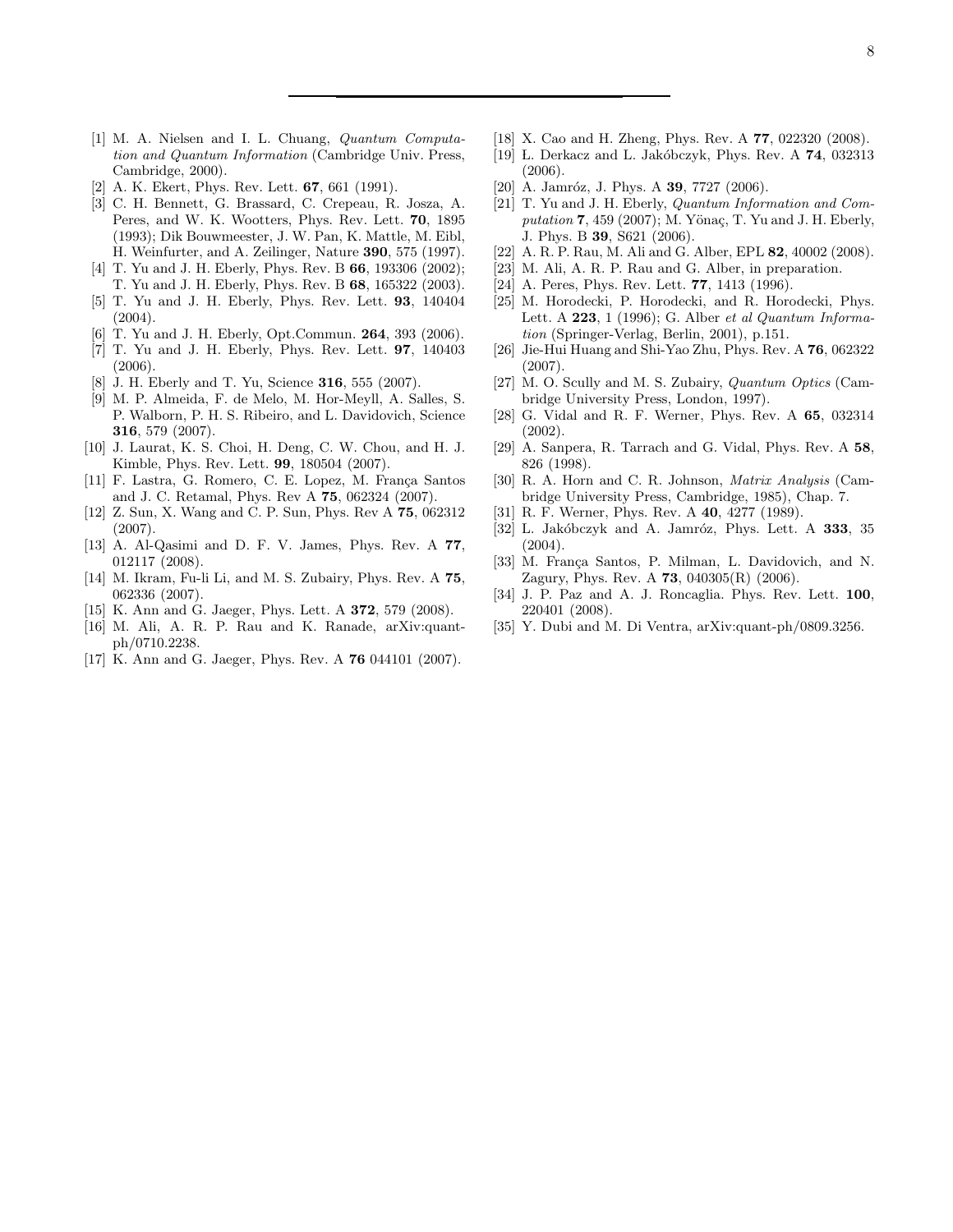[1] M. A. Nielsen and I. L. Chuang, *Quantum Computation and Quantum Information* (Cambridge Univ. Press, Cambridge, 2000).

[2] A. K. Ekert, Phys. Rev. Lett. **67**, 661 (1991).

[3] C. H. Bennett, G. Brassard, C. Crepeau, R. Josza, A. Peres, and W. K. Wootters, Phys. Rev. Lett. **70**, 1895 (1993); Dik Bouwmeester, J. W. Pan, K. Mattle, M. Eibl, H. Weinfurter, and A. Zeilinger, Nature **390**, 575 (1997).

[4] T. Yu and J. H. Eberly, Phys. Rev. B **66**, 193306 (2002); T. Yu and J. H. Eberly, Phys. Rev. B **68**, 165322 (2003).

[5] T. Yu and J. H. Eberly, Phys. Rev. Lett. **93**, 140404 (2004).

[6] T. Yu and J. H. Eberly, Opt.Commun. **264**, 393 (2006).

[7] T. Yu and J. H. Eberly, Phys. Rev. Lett. **97**, 140403 (2006).

[8] J. H. Eberly and T. Yu, Science **316**, 555 (2007).

[9] M. P. Almeida, F. de Melo, M. Hor-Meyll, A. Salles, S. P. Walborn, P. H. S. Ribeiro, and L. Davidovich, Science **316**, 579 (2007).

[10] J. Laurat, K. S. Choi, H. Deng, C. W. Chou, and H. J. Kimble, Phys. Rev. Lett. **99**, 180504 (2007).

[11] F. Lastra, G. Romero, C. E. Lopez, M. França Santos and J. C. Retamal, Phys. Rev A **75**, 062324 (2007).

[12] Z. Sun, X. Wang and C. P. Sun, Phys. Rev A **75**, 062312 (2007).

[13] A. Al-Qasimi and D. F. V. James, Phys. Rev. A **77**, 012117 (2008).

[14] M. Ikram, Fu-li Li, and M. S. Zubairy, Phys. Rev. A **75**, 062336 (2007).

[15] K. Ann and G. Jaeger, Phys. Lett. A **372**, 579 (2008).

[16] M. Ali, A. R. P. Rau and K. Ranade, arXiv:quant-ph/0710.2238.

[17] K. Ann and G. Jaeger, Phys. Rev. A **76** 044101 (2007).

[18] X. Cao and H. Zheng, Phys. Rev. A **77**, 022320 (2008).

[19] L. Derkacz and L. Jakóbczyk, Phys. Rev. A **74**, 032313 (2006).

[20] A. Jamróz, J. Phys. A **39**, 7727 (2006).

[21] T. Yu and J. H. Eberly, *Quantum Information and Computation* **7**, 459 (2007); M. Yönaç, T. Yu and J. H. Eberly, J. Phys. B **39**, S621 (2006).

[22] A. R. P. Rau, M. Ali and G. Alber, EPL **82**, 40002 (2008).

[23] M. Ali, A. R. P. Rau and G. Alber, in preparation.

[24] A. Peres, Phys. Rev. Lett. **77**, 1413 (1996).

[25] M. Horodecki, P. Horodecki, and R. Horodecki, Phys. Lett. A **223**, 1 (1996); G. Alber *et al Quantum Information* (Springer-Verlag, Berlin, 2001), p.151.

[26] Jie-Hui Huang and Shi-Yao Zhu, Phys. Rev. A **76**, 062322 (2007).

[27] M. O. Scully and M. S. Zubairy, *Quantum Optics* (Cambridge University Press, London, 1997).

[28] G. Vidal and R. F. Werner, Phys. Rev. A **65**, 032314 (2002).

[29] A. Sanpera, R. Tarrach and G. Vidal, Phys. Rev. A **58**, 826 (1998).

[30] R. A. Horn and C. R. Johnson, *Matrix Analysis* (Cambridge University Press, Cambridge, 1985), Chap. 7.

[31] R. F. Werner, Phys. Rev. A **40**, 4277 (1989).

[32] L. Jakóbczyk and A. Jamróz, Phys. Lett. A **333**, 35 (2004).

[33] M. França Santos, P. Milman, L. Davidovich, and N. Zagury, Phys. Rev. A **73**, 040305(R) (2006).

[34] J. P. Paz and A. J. Roncaglia. Phys. Rev. Lett. **100**, 220401 (2008).

[35] Y. Dubi and M. Di Ventra, arXiv:quant-ph/0809.3256.